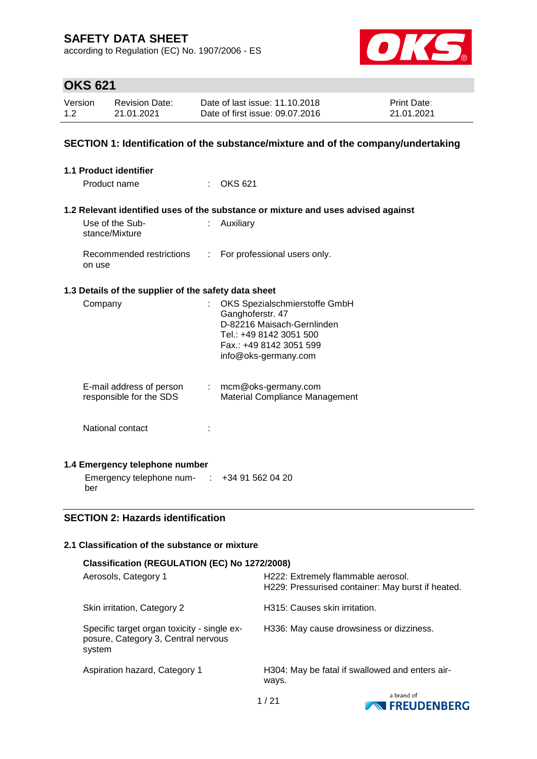# SAFETY DATA SHEET

according to Regulation (EC) No. 1907/2006 - ES

## OKS 621

| Version | Revision Date: | Date of last issue: 11.10.2018 | Print Date: |
|---|---|---|---|
| 1.2 | 21.01.2021 | Date of first issue: 09.07.2016 | 21.01.2021 |

## SECTION 1: Identification of the substance/mixture and of the company/undertaking

### 1.1 Product identifier

Product name : OKS 621

### 1.2 Relevant identified uses of the substance or mixture and uses advised against

Use of the Substance/Mixture : Auxiliary

Recommended restrictions on use : For professional users only.

### 1.3 Details of the supplier of the safety data sheet

Company : OKS Spezialschmierstoffe GmbH
Ganghoferstr. 47
D-82216 Maisach-Gernlinden
Tel.: +49 8142 3051 500
Fax.: +49 8142 3051 599
info@oks-germany.com

E-mail address of person responsible for the SDS : mcm@oks-germany.com
Material Compliance Management

National contact :

### 1.4 Emergency telephone number

Emergency telephone number : +34 91 562 04 20

## SECTION 2: Hazards identification

### 2.1 Classification of the substance or mixture

**Classification (REGULATION (EC) No 1272/2008)**

| | |
|---|---|
| Aerosols, Category 1 | H222: Extremely flammable aerosol. H229: Pressurised container: May burst if heated. |
| Skin irritation, Category 2 | H315: Causes skin irritation. |
| Specific target organ toxicity - single exposure, Category 3, Central nervous system | H336: May cause drowsiness or dizziness. |
| Aspiration hazard, Category 1 | H304: May be fatal if swallowed and enters airways. |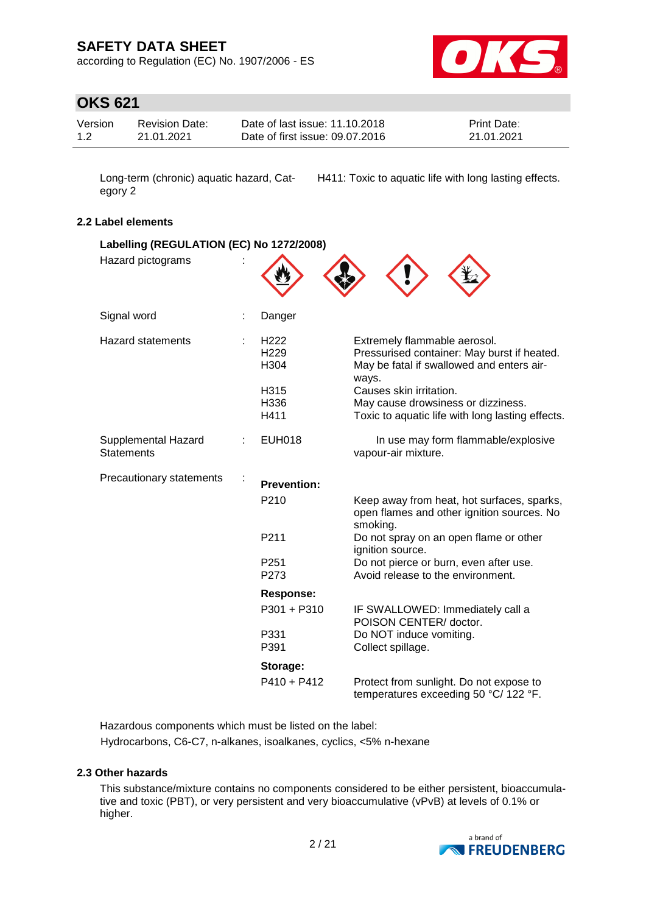| | |
|---|---|
| Long-term (chronic) aquatic hazard, Category 2 | H411: Toxic to aquatic life with long lasting effects. |

### 2.2 Label elements

**Labelling (REGULATION (EC) No 1272/2008)**

Hazard pictograms :

Signal word : Danger

| | | |
|---|---|---|
| Hazard statements : | H222 | Extremely flammable aerosol. |
| | H229 | Pressurised container: May burst if heated. |
| | H304 | May be fatal if swallowed and enters airways. |
| | H315 | Causes skin irritation. |
| | H336 | May cause drowsiness or dizziness. |
| | H411 | Toxic to aquatic life with long lasting effects. |
| Supplemental Hazard Statements : | EUH018 | In use may form flammable/explosive vapour-air mixture. |
| Precautionary statements : | **Prevention:** | |
| | P210 | Keep away from heat, hot surfaces, sparks, open flames and other ignition sources. No smoking. |
| | P211 | Do not spray on an open flame or other ignition source. |
| | P251 | Do not pierce or burn, even after use. |
| | P273 | Avoid release to the environment. |
| | **Response:** | |
| | P301 + P310 | IF SWALLOWED: Immediately call a POISON CENTER/ doctor. |
| | P331 | Do NOT induce vomiting. |
| | P391 | Collect spillage. |
| | **Storage:** | |
| | P410 + P412 | Protect from sunlight. Do not expose to temperatures exceeding 50 °C/ 122 °F. |

Hazardous components which must be listed on the label:
Hydrocarbons, C6-C7, n-alkanes, isoalkanes, cyclics, <5% n-hexane

### 2.3 Other hazards

This substance/mixture contains no components considered to be either persistent, bioaccumulative and toxic (PBT), or very persistent and very bioaccumulative (vPvB) at levels of 0.1% or higher.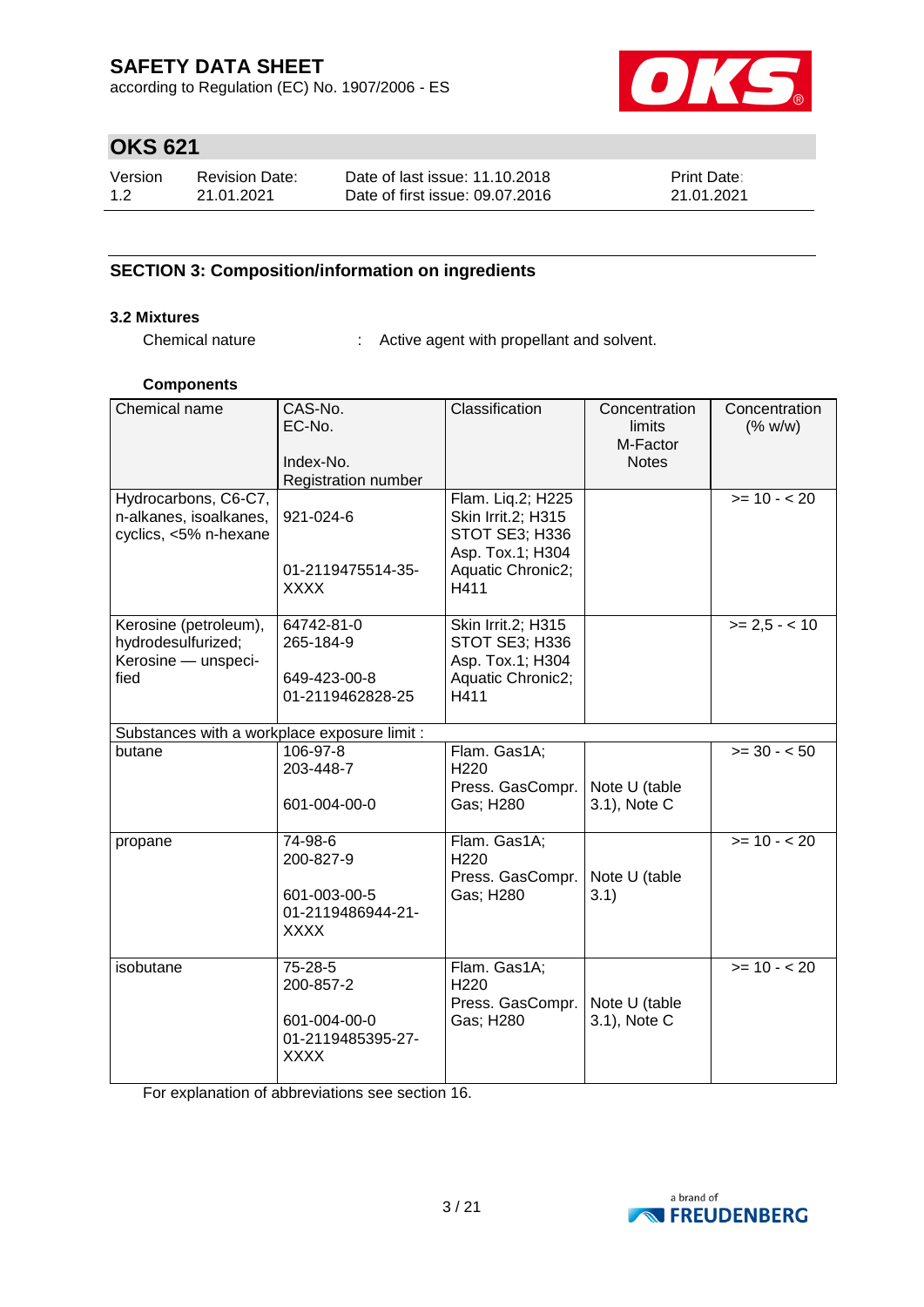## SECTION 3: Composition/information on ingredients

### 3.2 Mixtures

Chemical nature : Active agent with propellant and solvent.

**Components**

| Chemical name | CAS-No.<br>EC-No.<br>Index-No.<br>Registration number | Classification | Concentration limits<br>M-Factor<br>Notes | Concentration (% w/w) |
|---|---|---|---|---|
| Hydrocarbons, C6-C7, n-alkanes, isoalkanes, cyclics, <5% n-hexane | 921-024-6<br>01-2119475514-35-XXXX | Flam. Liq.2; H225<br>Skin Irrit.2; H315<br>STOT SE3; H336<br>Asp. Tox.1; H304<br>Aquatic Chronic2; H411 | | >= 10 - < 20 |
| Kerosine (petroleum), hydrodesulfurized; Kerosine — unspecified | 64742-81-0<br>265-184-9<br>649-423-00-8<br>01-2119462828-25 | Skin Irrit.2; H315<br>STOT SE3; H336<br>Asp. Tox.1; H304<br>Aquatic Chronic2; H411 | | >= 2,5 - < 10 |
| Substances with a workplace exposure limit : | | | | |
| butane | 106-97-8<br>203-448-7<br>601-004-00-0 | Flam. Gas1A; H220<br>Press. GasCompr. Gas; H280 | Note U (table 3.1), Note C | >= 30 - < 50 |
| propane | 74-98-6<br>200-827-9<br>601-003-00-5<br>01-2119486944-21-XXXX | Flam. Gas1A; H220<br>Press. GasCompr. Gas; H280 | Note U (table 3.1) | >= 10 - < 20 |
| isobutane | 75-28-5<br>200-857-2<br>601-004-00-0<br>01-2119485395-27-XXXX | Flam. Gas1A; H220<br>Press. GasCompr. Gas; H280 | Note U (table 3.1), Note C | >= 10 - < 20 |

For explanation of abbreviations see section 16.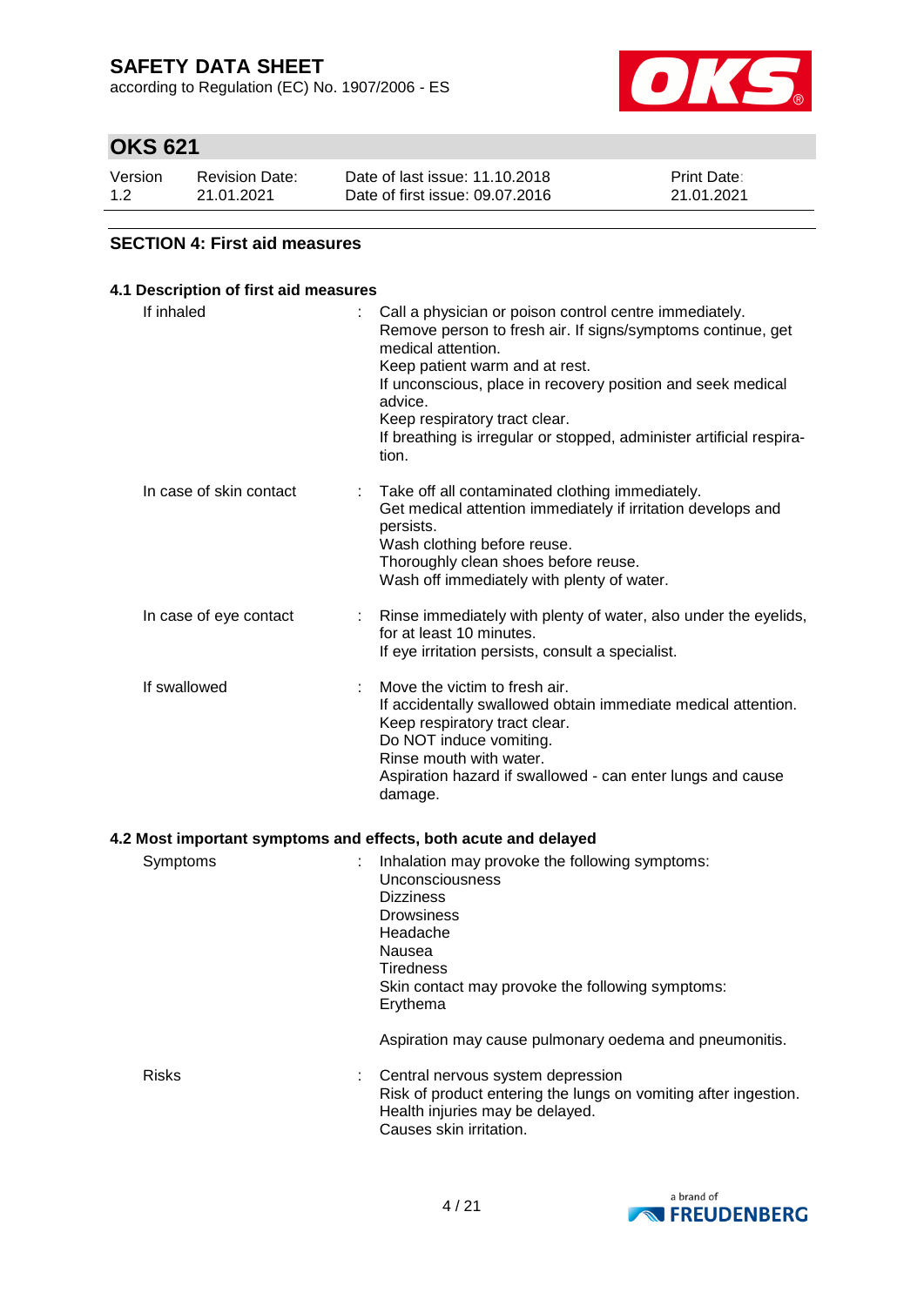# SAFETY DATA SHEET

according to Regulation (EC) No. 1907/2006 - ES

## OKS 621

| Version | Revision Date: | Date of last issue: 11.10.2018 | Print Date: |
|---|---|---|---|
| 1.2 | 21.01.2021 | Date of first issue: 09.07.2016 | 21.01.2021 |

### SECTION 4: First aid measures

#### 4.1 Description of first aid measures

| | |
|---|---|
| If inhaled | : Call a physician or poison control centre immediately.<br>Remove person to fresh air. If signs/symptoms continue, get medical attention.<br>Keep patient warm and at rest.<br>If unconscious, place in recovery position and seek medical advice.<br>Keep respiratory tract clear.<br>If breathing is irregular or stopped, administer artificial respiration. |
| In case of skin contact | : Take off all contaminated clothing immediately.<br>Get medical attention immediately if irritation develops and persists.<br>Wash clothing before reuse.<br>Thoroughly clean shoes before reuse.<br>Wash off immediately with plenty of water. |
| In case of eye contact | : Rinse immediately with plenty of water, also under the eyelids, for at least 10 minutes.<br>If eye irritation persists, consult a specialist. |
| If swallowed | : Move the victim to fresh air.<br>If accidentally swallowed obtain immediate medical attention.<br>Keep respiratory tract clear.<br>Do NOT induce vomiting.<br>Rinse mouth with water.<br>Aspiration hazard if swallowed - can enter lungs and cause damage. |

#### 4.2 Most important symptoms and effects, both acute and delayed

| | |
|---|---|
| Symptoms | : Inhalation may provoke the following symptoms:<br>Unconsciousness<br>Dizziness<br>Drowsiness<br>Headache<br>Nausea<br>Tiredness<br>Skin contact may provoke the following symptoms:<br>Erythema<br><br>Aspiration may cause pulmonary oedema and pneumonitis. |
| Risks | : Central nervous system depression<br>Risk of product entering the lungs on vomiting after ingestion.<br>Health injuries may be delayed.<br>Causes skin irritation. |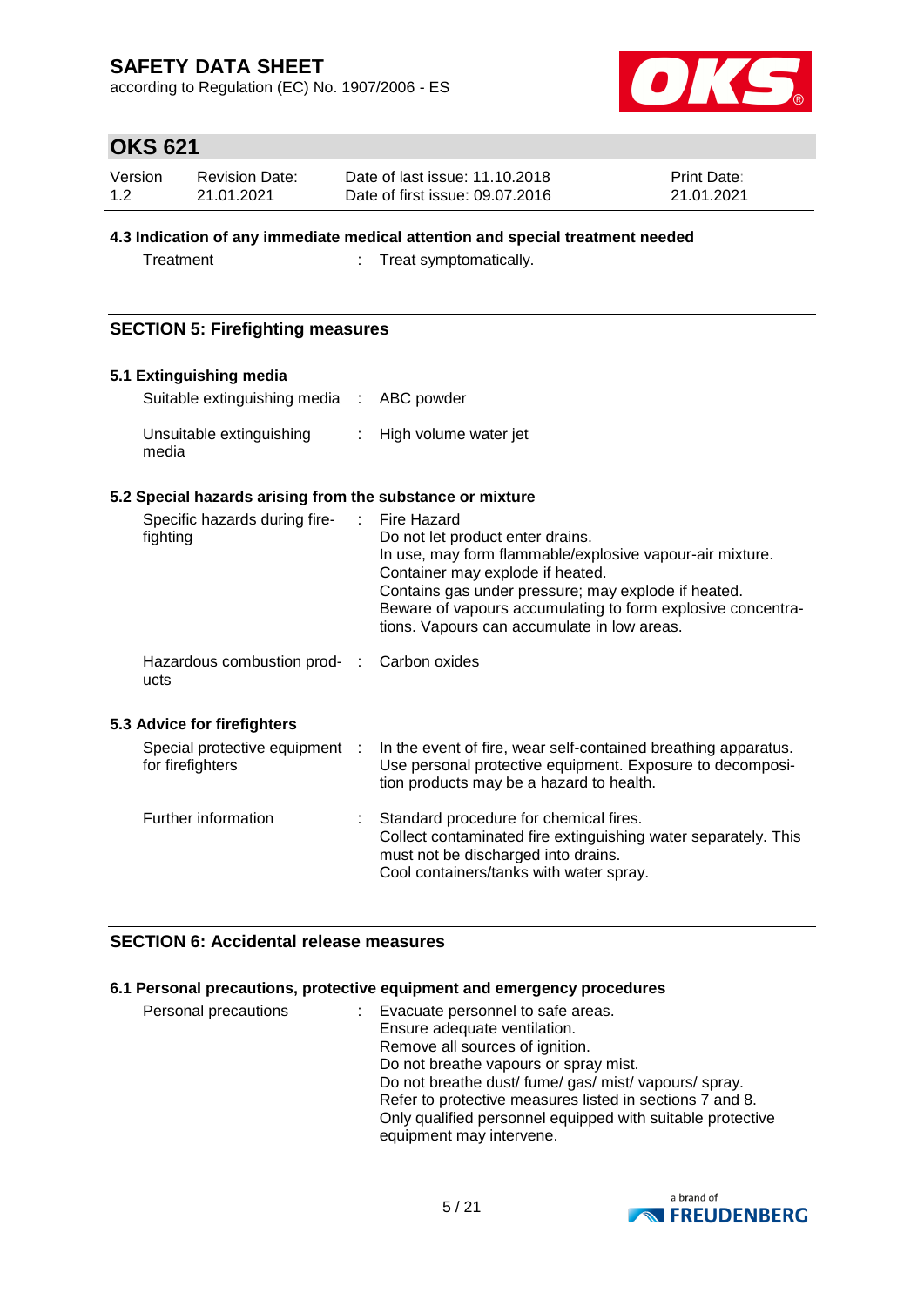#### 4.3 Indication of any immediate medical attention and special treatment needed

| | | |
|---|---|---|
| Treatment | : | Treat symptomatically. |

## SECTION 5: Firefighting measures

#### 5.1 Extinguishing media

| | | |
|---|---|---|
| Suitable extinguishing media | : | ABC powder |
| Unsuitable extinguishing media | : | High volume water jet |

#### 5.2 Special hazards arising from the substance or mixture

| | | |
|---|---|---|
| Specific hazards during fire-fighting | : | Fire Hazard<br>Do not let product enter drains.<br>In use, may form flammable/explosive vapour-air mixture.<br>Container may explode if heated.<br>Contains gas under pressure; may explode if heated.<br>Beware of vapours accumulating to form explosive concentrations. Vapours can accumulate in low areas. |
| Hazardous combustion products | : | Carbon oxides |

#### 5.3 Advice for firefighters

| | | |
|---|---|---|
| Special protective equipment for firefighters | : | In the event of fire, wear self-contained breathing apparatus. Use personal protective equipment. Exposure to decomposition products may be a hazard to health. |
| Further information | : | Standard procedure for chemical fires.<br>Collect contaminated fire extinguishing water separately. This must not be discharged into drains.<br>Cool containers/tanks with water spray. |

## SECTION 6: Accidental release measures

#### 6.1 Personal precautions, protective equipment and emergency procedures

| | | |
|---|---|---|
| Personal precautions | : | Evacuate personnel to safe areas.<br>Ensure adequate ventilation.<br>Remove all sources of ignition.<br>Do not breathe vapours or spray mist.<br>Do not breathe dust/ fume/ gas/ mist/ vapours/ spray.<br>Refer to protective measures listed in sections 7 and 8.<br>Only qualified personnel equipped with suitable protective equipment may intervene. |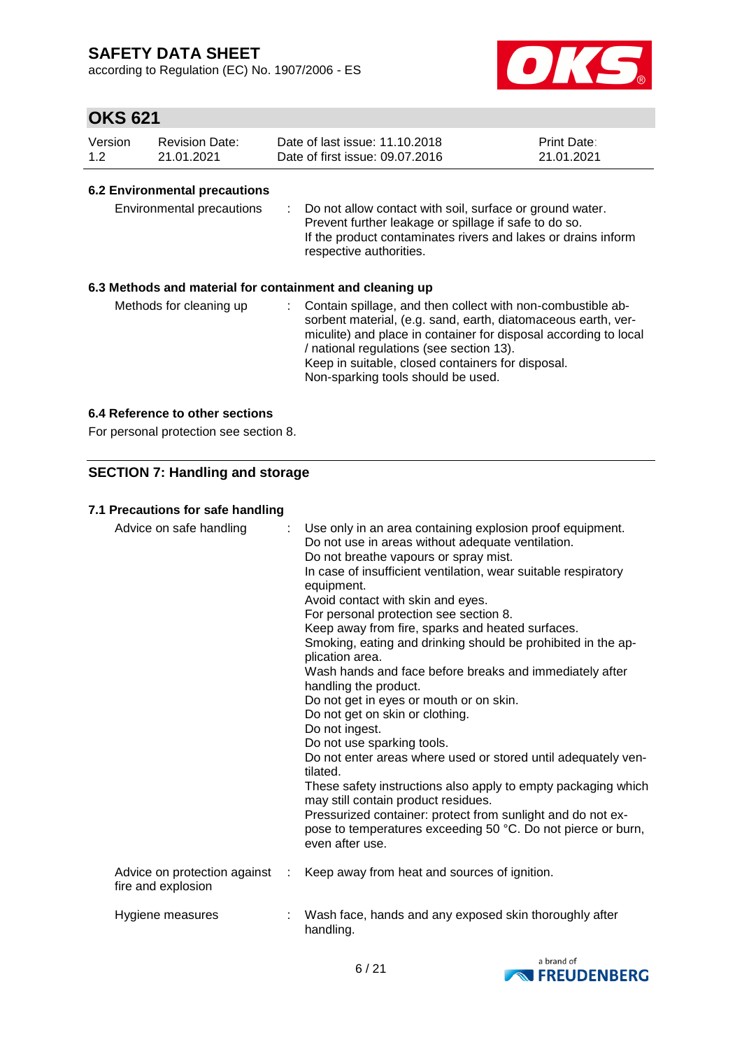### 6.2 Environmental precautions

| | | |
|---|---|---|
| Environmental precautions | : | Do not allow contact with soil, surface or ground water.<br>Prevent further leakage or spillage if safe to do so.<br>If the product contaminates rivers and lakes or drains inform respective authorities. |

### 6.3 Methods and material for containment and cleaning up

| | | |
|---|---|---|
| Methods for cleaning up | : | Contain spillage, and then collect with non-combustible absorbent material, (e.g. sand, earth, diatomaceous earth, vermiculite) and place in container for disposal according to local / national regulations (see section 13).<br>Keep in suitable, closed containers for disposal.<br>Non-sparking tools should be used. |

### 6.4 Reference to other sections

For personal protection see section 8.

## SECTION 7: Handling and storage

### 7.1 Precautions for safe handling

| | | |
|---|---|---|
| Advice on safe handling | : | Use only in an area containing explosion proof equipment.<br>Do not use in areas without adequate ventilation.<br>Do not breathe vapours or spray mist.<br>In case of insufficient ventilation, wear suitable respiratory equipment.<br>Avoid contact with skin and eyes.<br>For personal protection see section 8.<br>Keep away from fire, sparks and heated surfaces.<br>Smoking, eating and drinking should be prohibited in the application area.<br>Wash hands and face before breaks and immediately after handling the product.<br>Do not get in eyes or mouth or on skin.<br>Do not get on skin or clothing.<br>Do not ingest.<br>Do not use sparking tools.<br>Do not enter areas where used or stored until adequately ventilated.<br>These safety instructions also apply to empty packaging which may still contain product residues.<br>Pressurized container: protect from sunlight and do not expose to temperatures exceeding 50 °C. Do not pierce or burn, even after use. |
| Advice on protection against fire and explosion | : | Keep away from heat and sources of ignition. |
| Hygiene measures | : | Wash face, hands and any exposed skin thoroughly after handling. |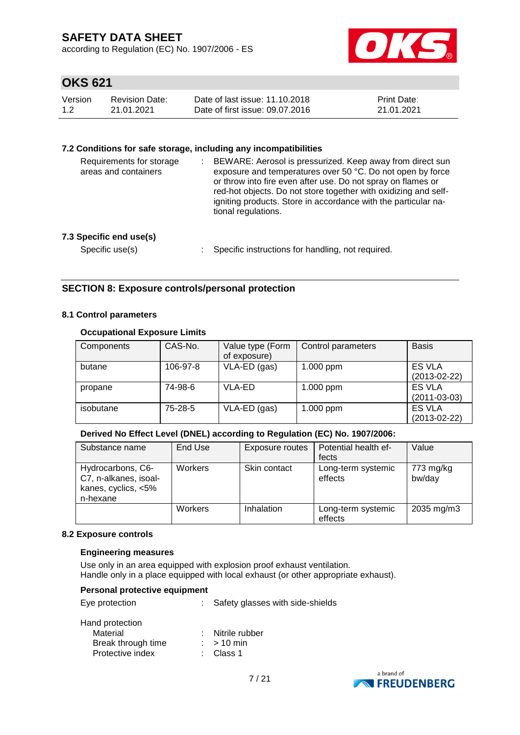### 7.2 Conditions for safe storage, including any incompatibilities

Requirements for storage areas and containers : BEWARE: Aerosol is pressurized. Keep away from direct sun exposure and temperatures over 50 °C. Do not open by force or throw into fire even after use. Do not spray on flames or red-hot objects. Do not store together with oxidizing and self-igniting products. Store in accordance with the particular national regulations.

### 7.3 Specific end use(s)

Specific use(s) : Specific instructions for handling, not required.

## SECTION 8: Exposure controls/personal protection

### 8.1 Control parameters

**Occupational Exposure Limits**

| Components | CAS-No. | Value type (Form of exposure) | Control parameters | Basis |
|---|---|---|---|---|
| butane | 106-97-8 | VLA-ED (gas) | 1.000 ppm | ES VLA (2013-02-22) |
| propane | 74-98-6 | VLA-ED | 1.000 ppm | ES VLA (2011-03-03) |
| isobutane | 75-28-5 | VLA-ED (gas) | 1.000 ppm | ES VLA (2013-02-22) |

**Derived No Effect Level (DNEL) according to Regulation (EC) No. 1907/2006:**

| Substance name | End Use | Exposure routes | Potential health effects | Value |
|---|---|---|---|---|
| Hydrocarbons, C6-C7, n-alkanes, isoalkanes, cyclics, <5% n-hexane | Workers | Skin contact | Long-term systemic effects | 773 mg/kg bw/day |
| | Workers | Inhalation | Long-term systemic effects | 2035 mg/m3 |

### 8.2 Exposure controls

**Engineering measures**

Use only in an area equipped with explosion proof exhaust ventilation.
Handle only in a place equipped with local exhaust (or other appropriate exhaust).

**Personal protective equipment**

Eye protection : Safety glasses with side-shields

Hand protection
- Material : Nitrile rubber
- Break through time : > 10 min
- Protective index : Class 1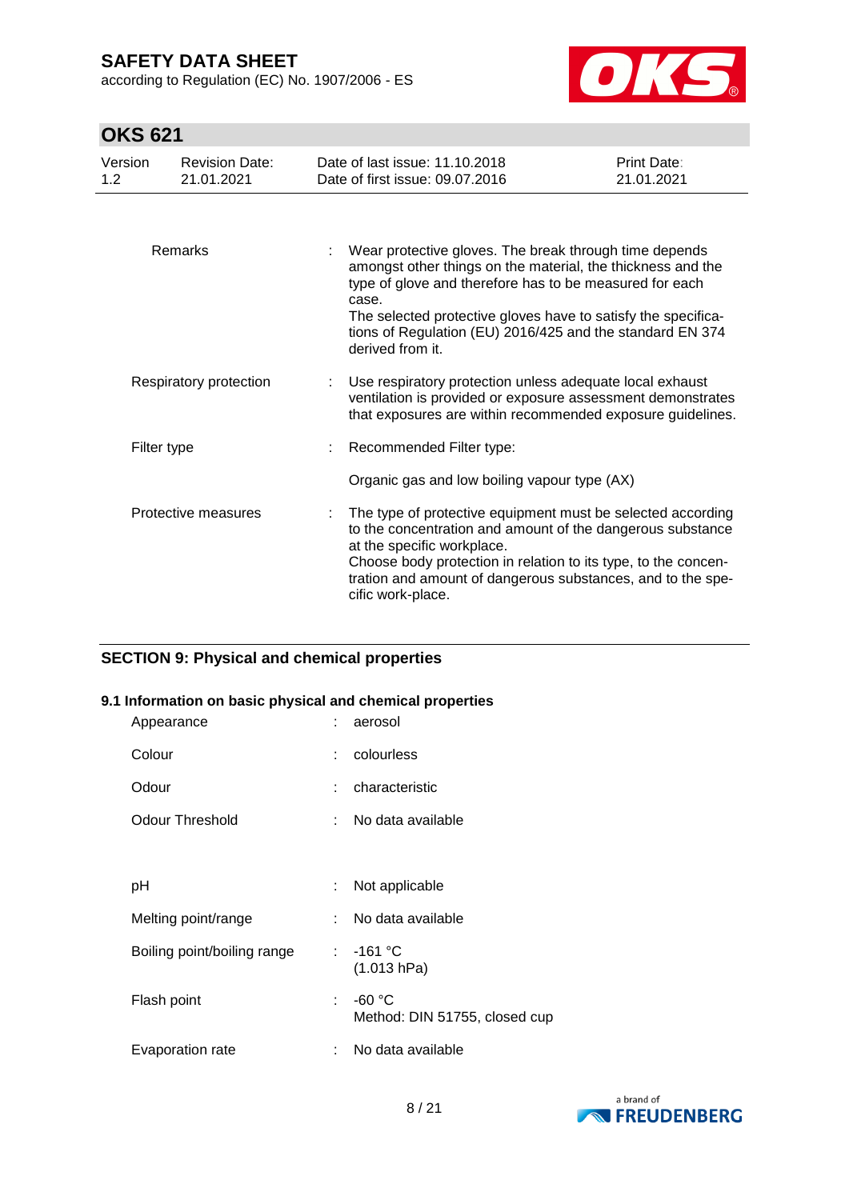| | | |
|---|---|---|
| Remarks | : | Wear protective gloves. The break through time depends amongst other things on the material, the thickness and the type of glove and therefore has to be measured for each case.<br>The selected protective gloves have to satisfy the specifications of Regulation (EU) 2016/425 and the standard EN 374 derived from it. |
| Respiratory protection | : | Use respiratory protection unless adequate local exhaust ventilation is provided or exposure assessment demonstrates that exposures are within recommended exposure guidelines. |
| Filter type | : | Recommended Filter type:<br><br>Organic gas and low boiling vapour type (AX) |
| Protective measures | : | The type of protective equipment must be selected according to the concentration and amount of the dangerous substance at the specific workplace.<br>Choose body protection in relation to its type, to the concentration and amount of dangerous substances, and to the specific work-place. |

## SECTION 9: Physical and chemical properties

### 9.1 Information on basic physical and chemical properties

| | | |
|---|---|---|
| Appearance | : | aerosol |
| Colour | : | colourless |
| Odour | : | characteristic |
| Odour Threshold | : | No data available |
| pH | : | Not applicable |
| Melting point/range | : | No data available |
| Boiling point/boiling range | : | -161 °C<br>(1.013 hPa) |
| Flash point | : | -60 °C<br>Method: DIN 51755, closed cup |
| Evaporation rate | : | No data available |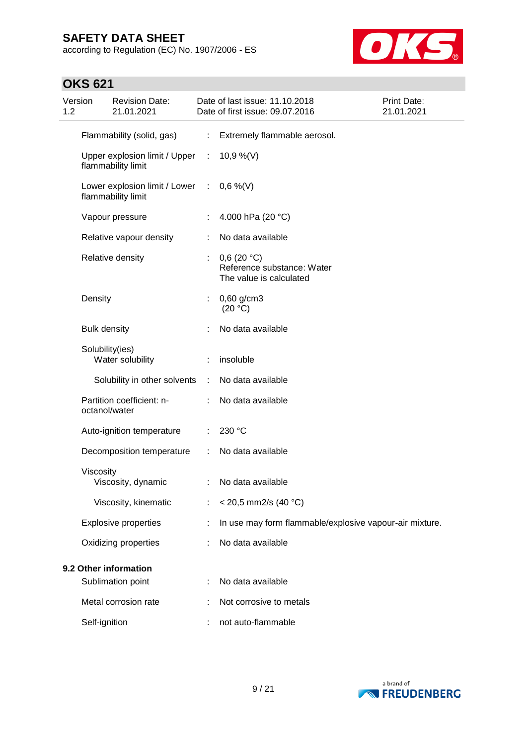| | | |
|---|---|---|
| Flammability (solid, gas) | : | Extremely flammable aerosol. |
| Upper explosion limit / Upper flammability limit | : | 10,9 %(V) |
| Lower explosion limit / Lower flammability limit | : | 0,6 %(V) |
| Vapour pressure | : | 4.000 hPa (20 °C) |
| Relative vapour density | : | No data available |
| Relative density | : | 0,6 (20 °C)<br>Reference substance: Water<br>The value is calculated |
| Density | : | 0,60 g/cm3<br>(20 °C) |
| Bulk density | : | No data available |
| Solubility(ies)<br>Water solubility | : | insoluble |
| Solubility in other solvents | : | No data available |
| Partition coefficient: n-octanol/water | : | No data available |
| Auto-ignition temperature | : | 230 °C |
| Decomposition temperature | : | No data available |
| Viscosity<br>Viscosity, dynamic | : | No data available |
| Viscosity, kinematic | : | < 20,5 mm2/s (40 °C) |
| Explosive properties | : | In use may form flammable/explosive vapour-air mixture. |
| Oxidizing properties | : | No data available |

**9.2 Other information**

| | | |
|---|---|---|
| Sublimation point | : | No data available |
| Metal corrosion rate | : | Not corrosive to metals |
| Self-ignition | : | not auto-flammable |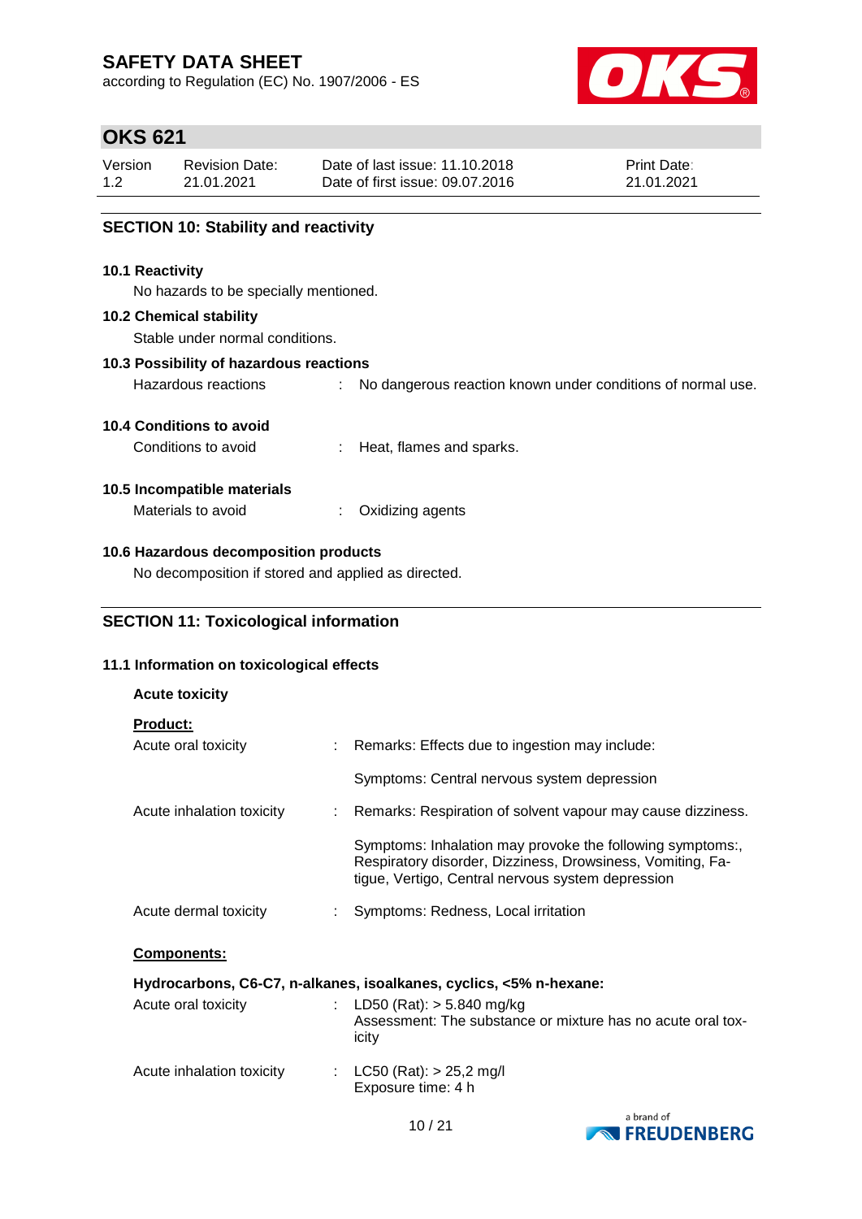## SECTION 10: Stability and reactivity

### 10.1 Reactivity

No hazards to be specially mentioned.

### 10.2 Chemical stability

Stable under normal conditions.

### 10.3 Possibility of hazardous reactions

Hazardous reactions : No dangerous reaction known under conditions of normal use.

### 10.4 Conditions to avoid

Conditions to avoid : Heat, flames and sparks.

### 10.5 Incompatible materials

Materials to avoid : Oxidizing agents

### 10.6 Hazardous decomposition products

No decomposition if stored and applied as directed.

## SECTION 11: Toxicological information

### 11.1 Information on toxicological effects

**Acute toxicity**

**Product:**

Acute oral toxicity : Remarks: Effects due to ingestion may include:

Symptoms: Central nervous system depression

Acute inhalation toxicity : Remarks: Respiration of solvent vapour may cause dizziness.

Symptoms: Inhalation may provoke the following symptoms:, Respiratory disorder, Dizziness, Drowsiness, Vomiting, Fatigue, Vertigo, Central nervous system depression

Acute dermal toxicity : Symptoms: Redness, Local irritation

**Components:**

**Hydrocarbons, C6-C7, n-alkanes, isoalkanes, cyclics, <5% n-hexane:**

Acute oral toxicity : LD50 (Rat): > 5.840 mg/kg
Assessment: The substance or mixture has no acute oral toxicity

Acute inhalation toxicity : LC50 (Rat): > 25,2 mg/l
Exposure time: 4 h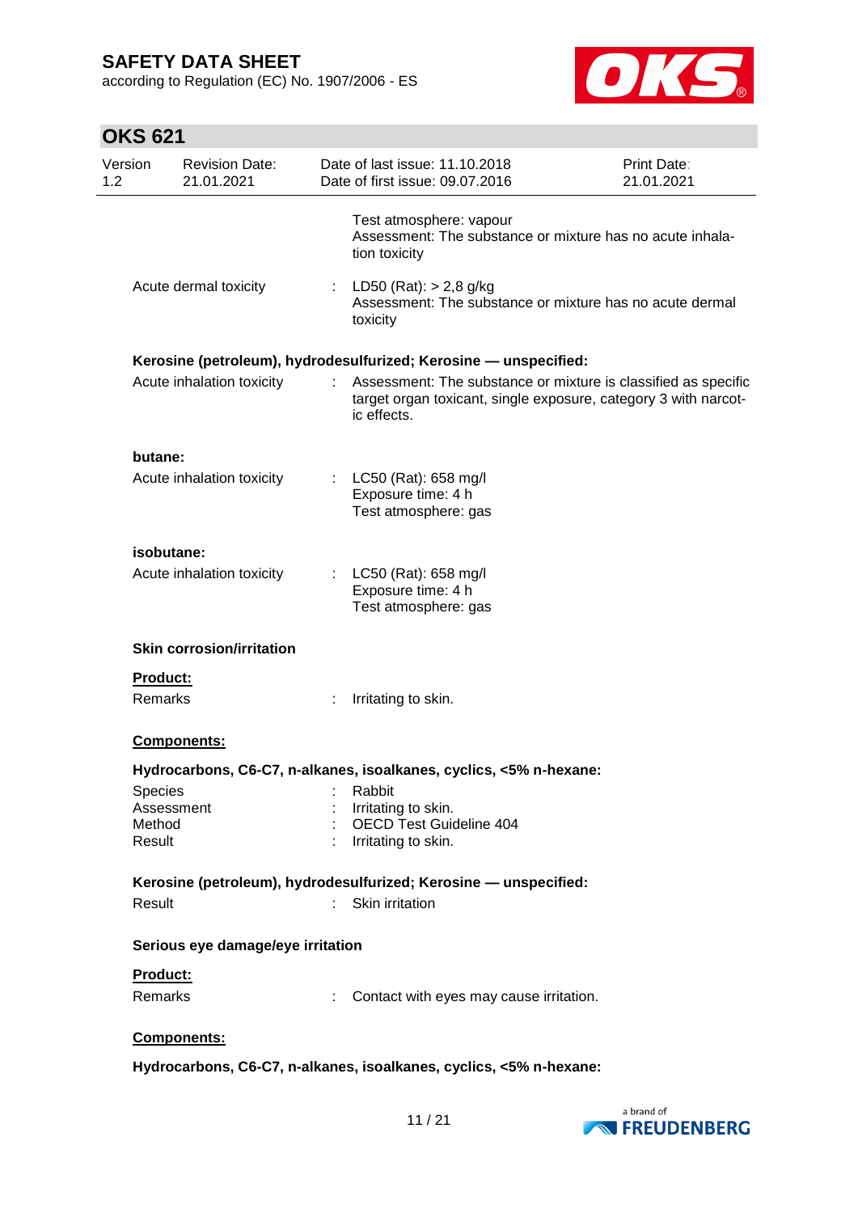Test atmosphere: vapour
Assessment: The substance or mixture has no acute inhalation toxicity

Acute dermal toxicity : LD50 (Rat): > 2,8 g/kg
Assessment: The substance or mixture has no acute dermal toxicity

**Kerosine (petroleum), hydrodesulfurized; Kerosine — unspecified:**

Acute inhalation toxicity : Assessment: The substance or mixture is classified as specific target organ toxicant, single exposure, category 3 with narcotic effects.

**butane:**

Acute inhalation toxicity : LC50 (Rat): 658 mg/l
Exposure time: 4 h
Test atmosphere: gas

**isobutane:**

Acute inhalation toxicity : LC50 (Rat): 658 mg/l
Exposure time: 4 h
Test atmosphere: gas

**Skin corrosion/irritation**

**Product:**

Remarks : Irritating to skin.

**Components:**

**Hydrocarbons, C6-C7, n-alkanes, isoalkanes, cyclics, <5% n-hexane:**

Species : Rabbit
Assessment : Irritating to skin.
Method : OECD Test Guideline 404
Result : Irritating to skin.

**Kerosine (petroleum), hydrodesulfurized; Kerosine — unspecified:**

Result : Skin irritation

**Serious eye damage/eye irritation**

**Product:**

Remarks : Contact with eyes may cause irritation.

**Components:**

**Hydrocarbons, C6-C7, n-alkanes, isoalkanes, cyclics, <5% n-hexane:**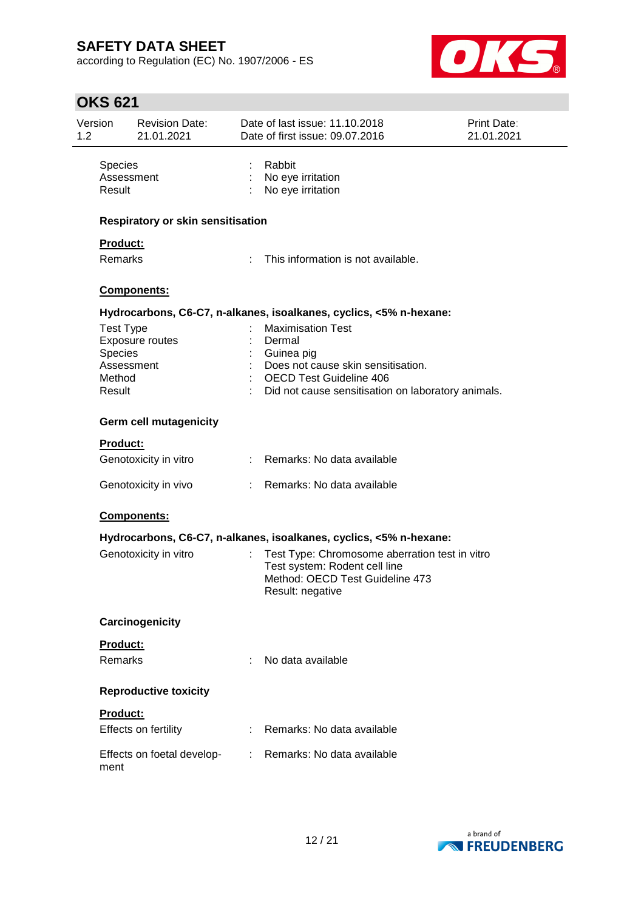Species : Rabbit
Assessment : No eye irritation
Result : No eye irritation

**Respiratory or skin sensitisation**

**Product:**

Remarks : This information is not available.

**Components:**

**Hydrocarbons, C6-C7, n-alkanes, isoalkanes, cyclics, <5% n-hexane:**

Test Type : Maximisation Test
Exposure routes : Dermal
Species : Guinea pig
Assessment : Does not cause skin sensitisation.
Method : OECD Test Guideline 406
Result : Did not cause sensitisation on laboratory animals.

**Germ cell mutagenicity**

**Product:**

Genotoxicity in vitro : Remarks: No data available

Genotoxicity in vivo : Remarks: No data available

**Components:**

**Hydrocarbons, C6-C7, n-alkanes, isoalkanes, cyclics, <5% n-hexane:**

Genotoxicity in vitro : Test Type: Chromosome aberration test in vitro
Test system: Rodent cell line
Method: OECD Test Guideline 473
Result: negative

**Carcinogenicity**

**Product:**

Remarks : No data available

**Reproductive toxicity**

**Product:**

Effects on fertility : Remarks: No data available

Effects on foetal development : Remarks: No data available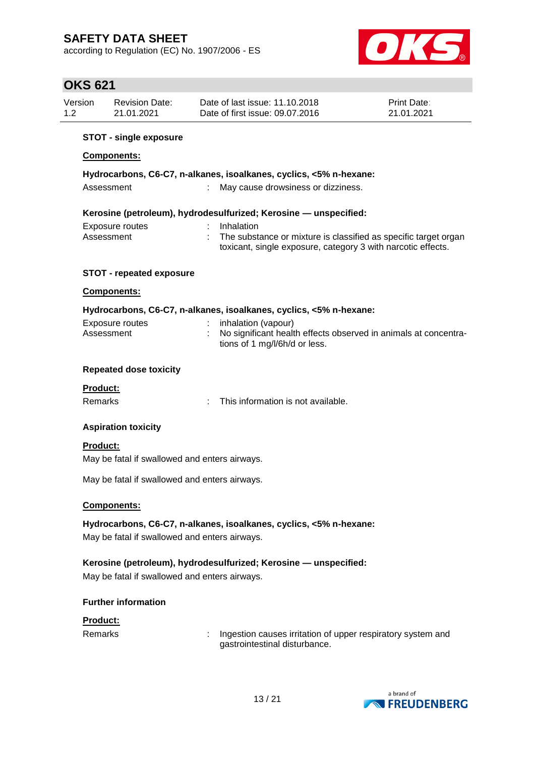**STOT - single exposure**

**Components:**

**Hydrocarbons, C6-C7, n-alkanes, isoalkanes, cyclics, <5% n-hexane:**

Assessment : May cause drowsiness or dizziness.

**Kerosine (petroleum), hydrodesulfurized; Kerosine — unspecified:**

Exposure routes : Inhalation
Assessment : The substance or mixture is classified as specific target organ toxicant, single exposure, category 3 with narcotic effects.

**STOT - repeated exposure**

**Components:**

**Hydrocarbons, C6-C7, n-alkanes, isoalkanes, cyclics, <5% n-hexane:**

Exposure routes : inhalation (vapour)
Assessment : No significant health effects observed in animals at concentrations of 1 mg/l/6h/d or less.

**Repeated dose toxicity**

**Product:**

Remarks : This information is not available.

**Aspiration toxicity**

**Product:**

May be fatal if swallowed and enters airways.

May be fatal if swallowed and enters airways.

**Components:**

**Hydrocarbons, C6-C7, n-alkanes, isoalkanes, cyclics, <5% n-hexane:**

May be fatal if swallowed and enters airways.

**Kerosine (petroleum), hydrodesulfurized; Kerosine — unspecified:**

May be fatal if swallowed and enters airways.

**Further information**

**Product:**

Remarks : Ingestion causes irritation of upper respiratory system and gastrointestinal disturbance.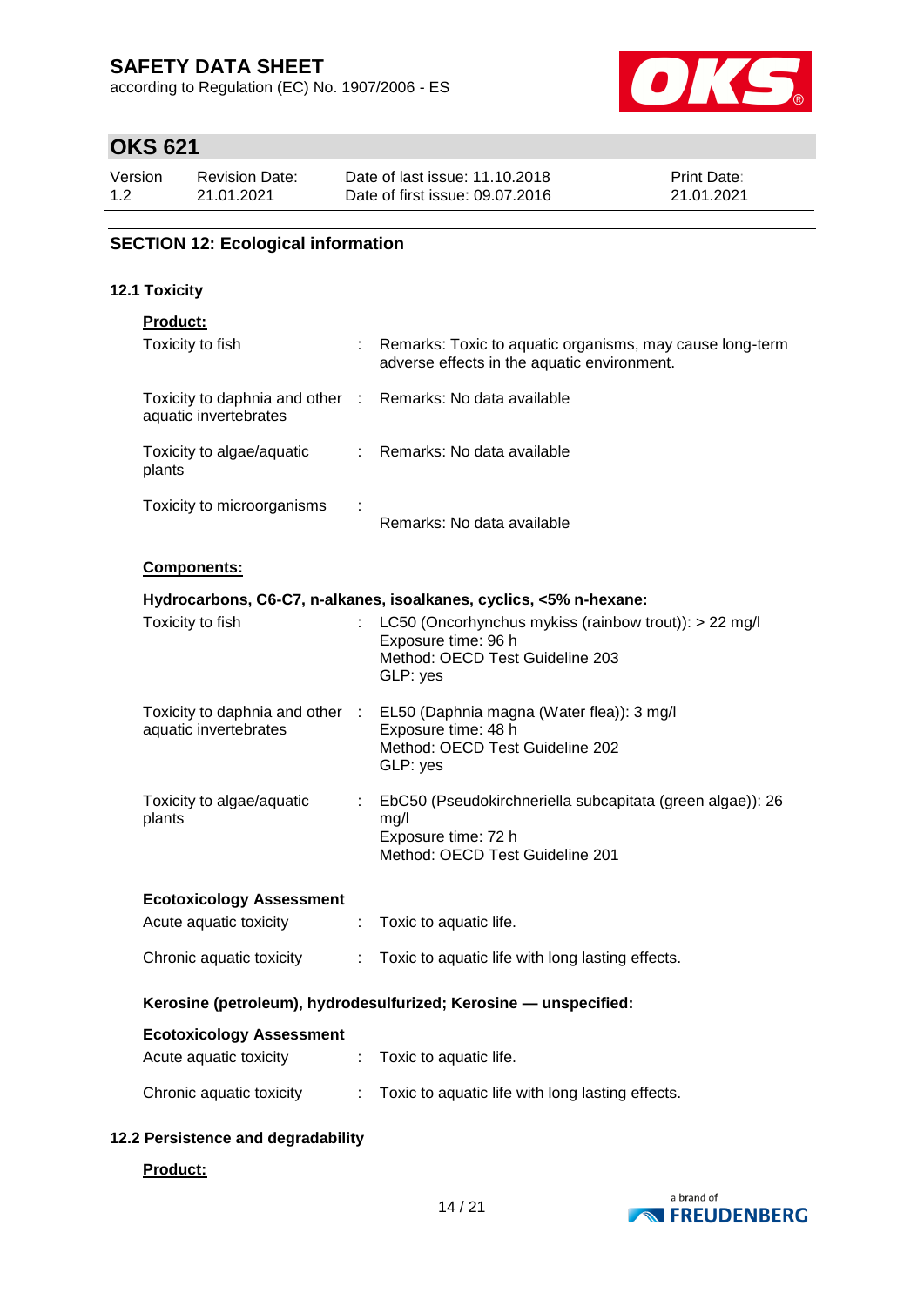## SECTION 12: Ecological information

### 12.1 Toxicity

**Product:**

| | | |
|---|---|---|
| Toxicity to fish | : | Remarks: Toxic to aquatic organisms, may cause long-term adverse effects in the aquatic environment. |
| Toxicity to daphnia and other aquatic invertebrates | : | Remarks: No data available |
| Toxicity to algae/aquatic plants | : | Remarks: No data available |
| Toxicity to microorganisms | : | Remarks: No data available |

**Components:**

**Hydrocarbons, C6-C7, n-alkanes, isoalkanes, cyclics, <5% n-hexane:**

| | | |
|---|---|---|
| Toxicity to fish | : | LC50 (Oncorhynchus mykiss (rainbow trout)): > 22 mg/l<br>Exposure time: 96 h<br>Method: OECD Test Guideline 203<br>GLP: yes |
| Toxicity to daphnia and other aquatic invertebrates | : | EL50 (Daphnia magna (Water flea)): 3 mg/l<br>Exposure time: 48 h<br>Method: OECD Test Guideline 202<br>GLP: yes |
| Toxicity to algae/aquatic plants | : | EbC50 (Pseudokirchneriella subcapitata (green algae)): 26 mg/l<br>Exposure time: 72 h<br>Method: OECD Test Guideline 201 |

**Ecotoxicology Assessment**

| | | |
|---|---|---|
| Acute aquatic toxicity | : | Toxic to aquatic life. |
| Chronic aquatic toxicity | : | Toxic to aquatic life with long lasting effects. |

**Kerosine (petroleum), hydrodesulfurized; Kerosine — unspecified:**

**Ecotoxicology Assessment**

| | | |
|---|---|---|
| Acute aquatic toxicity | : | Toxic to aquatic life. |
| Chronic aquatic toxicity | : | Toxic to aquatic life with long lasting effects. |

### 12.2 Persistence and degradability

**Product:**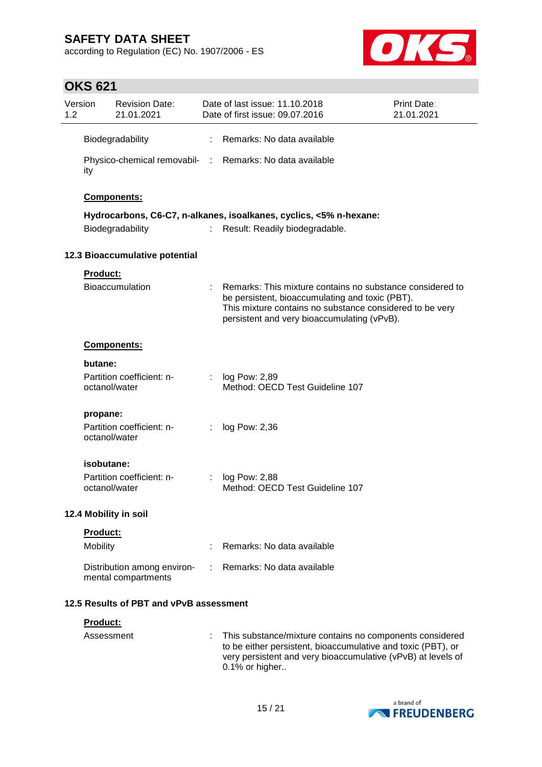Biodegradability : Remarks: No data available

Physico-chemical removability : Remarks: No data available

**Components:**

**Hydrocarbons, C6-C7, n-alkanes, isoalkanes, cyclics, <5% n-hexane:**

Biodegradability : Result: Readily biodegradable.

### 12.3 Bioaccumulative potential

**Product:**

Bioaccumulation : Remarks: This mixture contains no substance considered to be persistent, bioaccumulating and toxic (PBT). This mixture contains no substance considered to be very persistent and very bioaccumulating (vPvB).

**Components:**

**butane:**

Partition coefficient: n-octanol/water : log Pow: 2,89
Method: OECD Test Guideline 107

**propane:**

Partition coefficient: n-octanol/water : log Pow: 2,36

**isobutane:**

Partition coefficient: n-octanol/water : log Pow: 2,88
Method: OECD Test Guideline 107

### 12.4 Mobility in soil

**Product:**

Mobility : Remarks: No data available

Distribution among environmental compartments : Remarks: No data available

### 12.5 Results of PBT and vPvB assessment

**Product:**

Assessment : This substance/mixture contains no components considered to be either persistent, bioaccumulative and toxic (PBT), or very persistent and very bioaccumulative (vPvB) at levels of 0.1% or higher..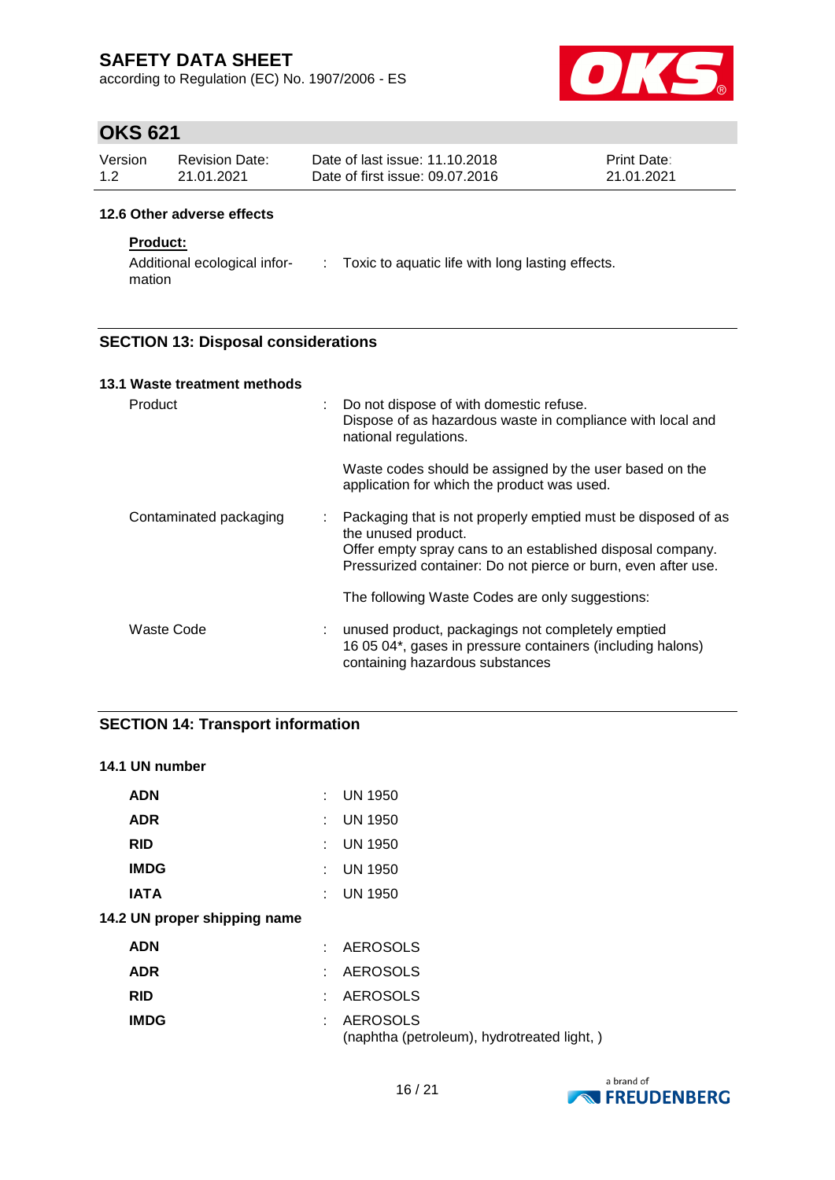#### 12.6 Other adverse effects

**Product:**

| | | |
|---|---|---|
| Additional ecological information | : | Toxic to aquatic life with long lasting effects. |

## SECTION 13: Disposal considerations

### 13.1 Waste treatment methods

| | | |
|---|---|---|
| Product | : | Do not dispose of with domestic refuse.<br>Dispose of as hazardous waste in compliance with local and national regulations.<br><br>Waste codes should be assigned by the user based on the application for which the product was used. |
| Contaminated packaging | : | Packaging that is not properly emptied must be disposed of as the unused product.<br>Offer empty spray cans to an established disposal company.<br>Pressurized container: Do not pierce or burn, even after use.<br><br>The following Waste Codes are only suggestions: |
| Waste Code | : | unused product, packagings not completely emptied<br>16 05 04*, gases in pressure containers (including halons) containing hazardous substances |

## SECTION 14: Transport information

### 14.1 UN number

| | | |
|---|---|---|
| **ADN** | : | UN 1950 |
| **ADR** | : | UN 1950 |
| **RID** | : | UN 1950 |
| **IMDG** | : | UN 1950 |
| **IATA** | : | UN 1950 |

### 14.2 UN proper shipping name

| | | |
|---|---|---|
| **ADN** | : | AEROSOLS |
| **ADR** | : | AEROSOLS |
| **RID** | : | AEROSOLS |
| **IMDG** | : | AEROSOLS<br>(naphtha (petroleum), hydrotreated light, ) |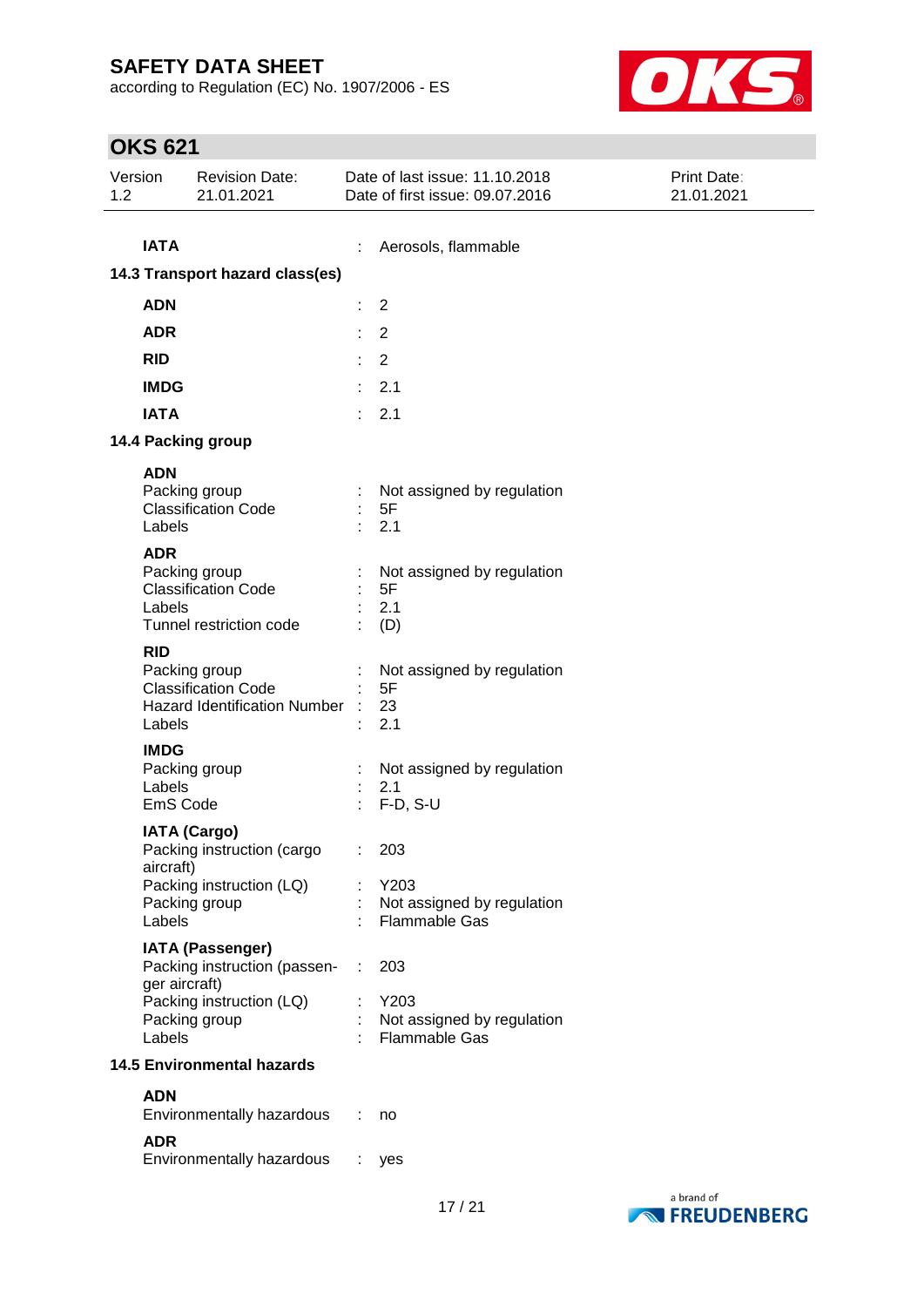**IATA** : Aerosols, flammable

## 14.3 Transport hazard class(es)

| | | |
|---|---|---|
| **ADN** | : | 2 |
| **ADR** | : | 2 |
| **RID** | : | 2 |
| **IMDG** | : | 2.1 |
| **IATA** | : | 2.1 |

## 14.4 Packing group

**ADN**

| | | |
|---|---|---|
| Packing group | : | Not assigned by regulation |
| Classification Code | : | 5F |
| Labels | : | 2.1 |

**ADR**

| | | |
|---|---|---|
| Packing group | : | Not assigned by regulation |
| Classification Code | : | 5F |
| Labels | : | 2.1 |
| Tunnel restriction code | : | (D) |

**RID**

| | | |
|---|---|---|
| Packing group | : | Not assigned by regulation |
| Classification Code | : | 5F |
| Hazard Identification Number | : | 23 |
| Labels | : | 2.1 |

**IMDG**

| | | |
|---|---|---|
| Packing group | : | Not assigned by regulation |
| Labels | : | 2.1 |
| EmS Code | : | F-D, S-U |

**IATA (Cargo)**

| | | |
|---|---|---|
| Packing instruction (cargo aircraft) | : | 203 |
| Packing instruction (LQ) | : | Y203 |
| Packing group | : | Not assigned by regulation |
| Labels | : | Flammable Gas |

**IATA (Passenger)**

| | | |
|---|---|---|
| Packing instruction (passenger aircraft) | : | 203 |
| Packing instruction (LQ) | : | Y203 |
| Packing group | : | Not assigned by regulation |
| Labels | : | Flammable Gas |

## 14.5 Environmental hazards

**ADN**

| | | |
|---|---|---|
| Environmentally hazardous | : | no |

**ADR**

| | | |
|---|---|---|
| Environmentally hazardous | : | yes |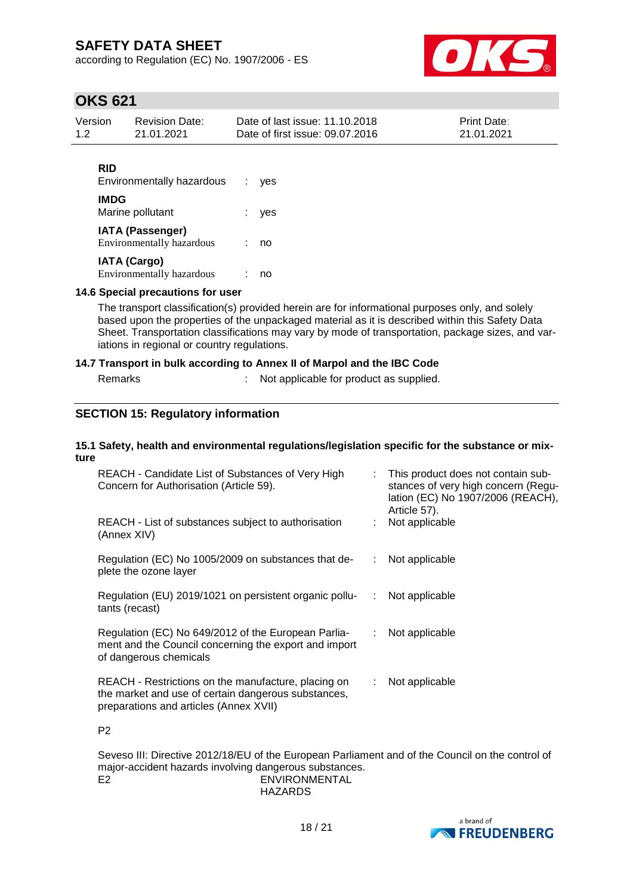**RID**

| | | |
|---|---|---|
| Environmentally hazardous | : | yes |

**IMDG**

| | | |
|---|---|---|
| Marine pollutant | : | yes |

**IATA (Passenger)**

| | | |
|---|---|---|
| Environmentally hazardous | : | no |

**IATA (Cargo)**

| | | |
|---|---|---|
| Environmentally hazardous | : | no |

### 14.6 Special precautions for user

The transport classification(s) provided herein are for informational purposes only, and solely based upon the properties of the unpackaged material as it is described within this Safety Data Sheet. Transportation classifications may vary by mode of transportation, package sizes, and variations in regional or country regulations.

### 14.7 Transport in bulk according to Annex II of Marpol and the IBC Code

| | | |
|---|---|---|
| Remarks | : | Not applicable for product as supplied. |

## SECTION 15: Regulatory information

### 15.1 Safety, health and environmental regulations/legislation specific for the substance or mixture

| | | |
|---|---|---|
| REACH - Candidate List of Substances of Very High Concern for Authorisation (Article 59). | : | This product does not contain substances of very high concern (Regulation (EC) No 1907/2006 (REACH), Article 57). |
| REACH - List of substances subject to authorisation (Annex XIV) | : | Not applicable |
| Regulation (EC) No 1005/2009 on substances that deplete the ozone layer | : | Not applicable |
| Regulation (EU) 2019/1021 on persistent organic pollutants (recast) | : | Not applicable |
| Regulation (EC) No 649/2012 of the European Parliament and the Council concerning the export and import of dangerous chemicals | : | Not applicable |
| REACH - Restrictions on the manufacture, placing on the market and use of certain dangerous substances, preparations and articles (Annex XVII) | : | Not applicable |

P2

Seveso III: Directive 2012/18/EU of the European Parliament and of the Council on the control of major-accident hazards involving dangerous substances.

| | |
|---|---|
| E2 | ENVIRONMENTAL HAZARDS |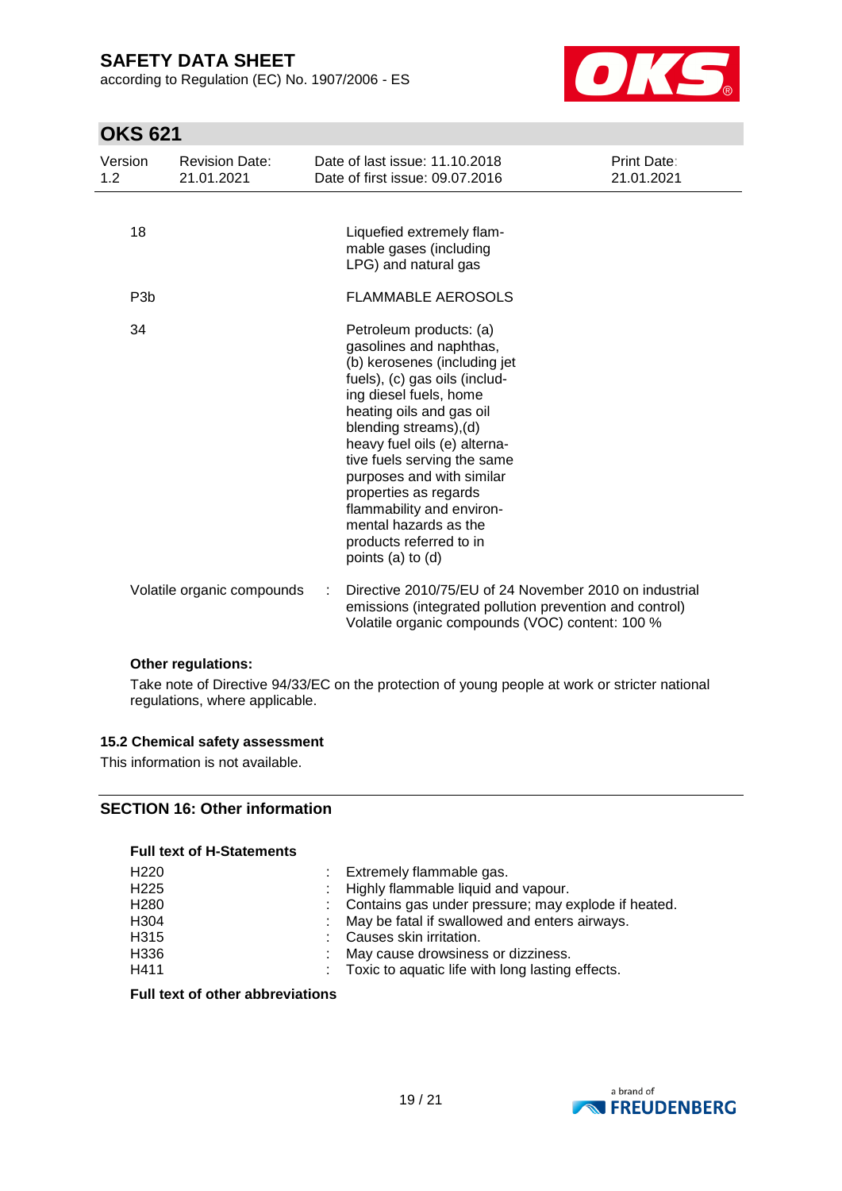| | |
|---|---|
| 18 | Liquefied extremely flammable gases (including LPG) and natural gas |
| P3b | FLAMMABLE AEROSOLS |
| 34 | Petroleum products: (a) gasolines and naphthas, (b) kerosenes (including jet fuels), (c) gas oils (including diesel fuels, home heating oils and gas oil blending streams),(d) heavy fuel oils (e) alternative fuels serving the same purposes and with similar properties as regards flammability and environmental hazards as the products referred to in points (a) to (d) |

Volatile organic compounds : Directive 2010/75/EU of 24 November 2010 on industrial emissions (integrated pollution prevention and control)
Volatile organic compounds (VOC) content: 100 %

**Other regulations:**

Take note of Directive 94/33/EC on the protection of young people at work or stricter national regulations, where applicable.

### 15.2 Chemical safety assessment

This information is not available.

## SECTION 16: Other information

**Full text of H-Statements**

| | |
|---|---|
| H220 | : Extremely flammable gas. |
| H225 | : Highly flammable liquid and vapour. |
| H280 | : Contains gas under pressure; may explode if heated. |
| H304 | : May be fatal if swallowed and enters airways. |
| H315 | : Causes skin irritation. |
| H336 | : May cause drowsiness or dizziness. |
| H411 | : Toxic to aquatic life with long lasting effects. |

**Full text of other abbreviations**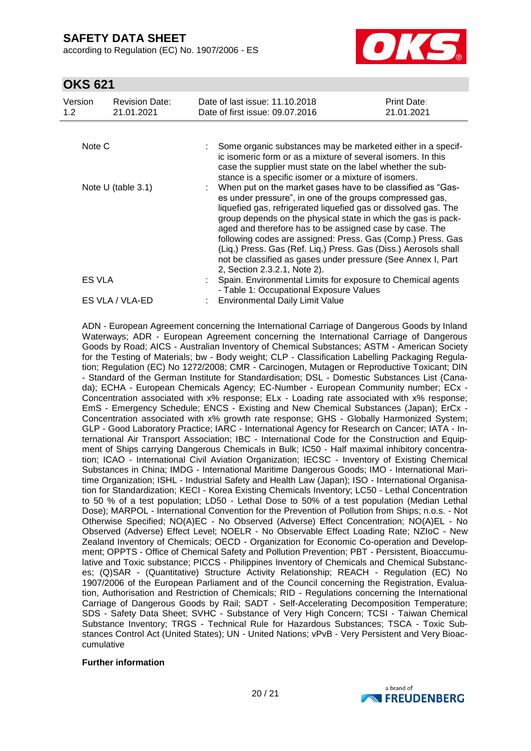| | | |
|---|---|---|
| Note C | : | Some organic substances may be marketed either in a specific isomeric form or as a mixture of several isomers. In this case the supplier must state on the label whether the substance is a specific isomer or a mixture of isomers. |
| Note U (table 3.1) | : | When put on the market gases have to be classified as "Gases under pressure", in one of the groups compressed gas, liquefied gas, refrigerated liquefied gas or dissolved gas. The group depends on the physical state in which the gas is packaged and therefore has to be assigned case by case. The following codes are assigned: Press. Gas (Comp.) Press. Gas (Liq.) Press. Gas (Ref. Liq.) Press. Gas (Diss.) Aerosols shall not be classified as gases under pressure (See Annex I, Part 2, Section 2.3.2.1, Note 2). |
| ES VLA | : | Spain. Environmental Limits for exposure to Chemical agents - Table 1: Occupational Exposure Values |
| ES VLA / VLA-ED | : | Environmental Daily Limit Value |

ADN - European Agreement concerning the International Carriage of Dangerous Goods by Inland Waterways; ADR - European Agreement concerning the International Carriage of Dangerous Goods by Road; AICS - Australian Inventory of Chemical Substances; ASTM - American Society for the Testing of Materials; bw - Body weight; CLP - Classification Labelling Packaging Regulation; Regulation (EC) No 1272/2008; CMR - Carcinogen, Mutagen or Reproductive Toxicant; DIN - Standard of the German Institute for Standardisation; DSL - Domestic Substances List (Canada); ECHA - European Chemicals Agency; EC-Number - European Community number; ECx - Concentration associated with x% response; ELx - Loading rate associated with x% response; EmS - Emergency Schedule; ENCS - Existing and New Chemical Substances (Japan); ErCx - Concentration associated with x% growth rate response; GHS - Globally Harmonized System; GLP - Good Laboratory Practice; IARC - International Agency for Research on Cancer; IATA - International Air Transport Association; IBC - International Code for the Construction and Equipment of Ships carrying Dangerous Chemicals in Bulk; IC50 - Half maximal inhibitory concentration; ICAO - International Civil Aviation Organization; IECSC - Inventory of Existing Chemical Substances in China; IMDG - International Maritime Dangerous Goods; IMO - International Maritime Organization; ISHL - Industrial Safety and Health Law (Japan); ISO - International Organisation for Standardization; KECI - Korea Existing Chemicals Inventory; LC50 - Lethal Concentration to 50 % of a test population; LD50 - Lethal Dose to 50% of a test population (Median Lethal Dose); MARPOL - International Convention for the Prevention of Pollution from Ships; n.o.s. - Not Otherwise Specified; NO(A)EC - No Observed (Adverse) Effect Concentration; NO(A)EL - No Observed (Adverse) Effect Level; NOELR - No Observable Effect Loading Rate; NZIoC - New Zealand Inventory of Chemicals; OECD - Organization for Economic Co-operation and Development; OPPTS - Office of Chemical Safety and Pollution Prevention; PBT - Persistent, Bioaccumulative and Toxic substance; PICCS - Philippines Inventory of Chemicals and Chemical Substances; (Q)SAR - (Quantitative) Structure Activity Relationship; REACH - Regulation (EC) No 1907/2006 of the European Parliament and of the Council concerning the Registration, Evaluation, Authorisation and Restriction of Chemicals; RID - Regulations concerning the International Carriage of Dangerous Goods by Rail; SADT - Self-Accelerating Decomposition Temperature; SDS - Safety Data Sheet; SVHC - Substance of Very High Concern; TCSI - Taiwan Chemical Substance Inventory; TRGS - Technical Rule for Hazardous Substances; TSCA - Toxic Substances Control Act (United States); UN - United Nations; vPvB - Very Persistent and Very Bioaccumulative

**Further information**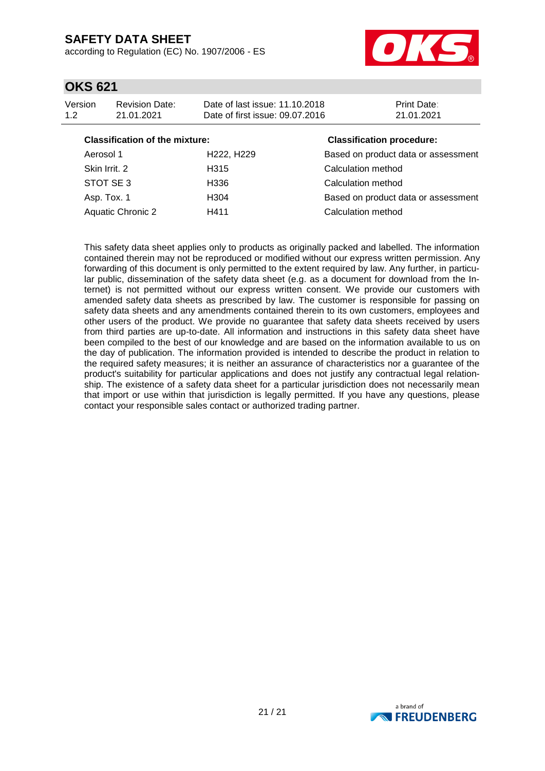| Classification of the mixture: | | Classification procedure: |
| --- | --- | --- |
| Aerosol 1 | H222, H229 | Based on product data or assessment |
| Skin Irrit. 2 | H315 | Calculation method |
| STOT SE 3 | H336 | Calculation method |
| Asp. Tox. 1 | H304 | Based on product data or assessment |
| Aquatic Chronic 2 | H411 | Calculation method |

This safety data sheet applies only to products as originally packed and labelled. The information contained therein may not be reproduced or modified without our express written permission. Any forwarding of this document is only permitted to the extent required by law. Any further, in particular public, dissemination of the safety data sheet (e.g. as a document for download from the Internet) is not permitted without our express written consent. We provide our customers with amended safety data sheets as prescribed by law. The customer is responsible for passing on safety data sheets and any amendments contained therein to its own customers, employees and other users of the product. We provide no guarantee that safety data sheets received by users from third parties are up-to-date. All information and instructions in this safety data sheet have been compiled to the best of our knowledge and are based on the information available to us on the day of publication. The information provided is intended to describe the product in relation to the required safety measures; it is neither an assurance of characteristics nor a guarantee of the product's suitability for particular applications and does not justify any contractual legal relationship. The existence of a safety data sheet for a particular jurisdiction does not necessarily mean that import or use within that jurisdiction is legally permitted. If you have any questions, please contact your responsible sales contact or authorized trading partner.